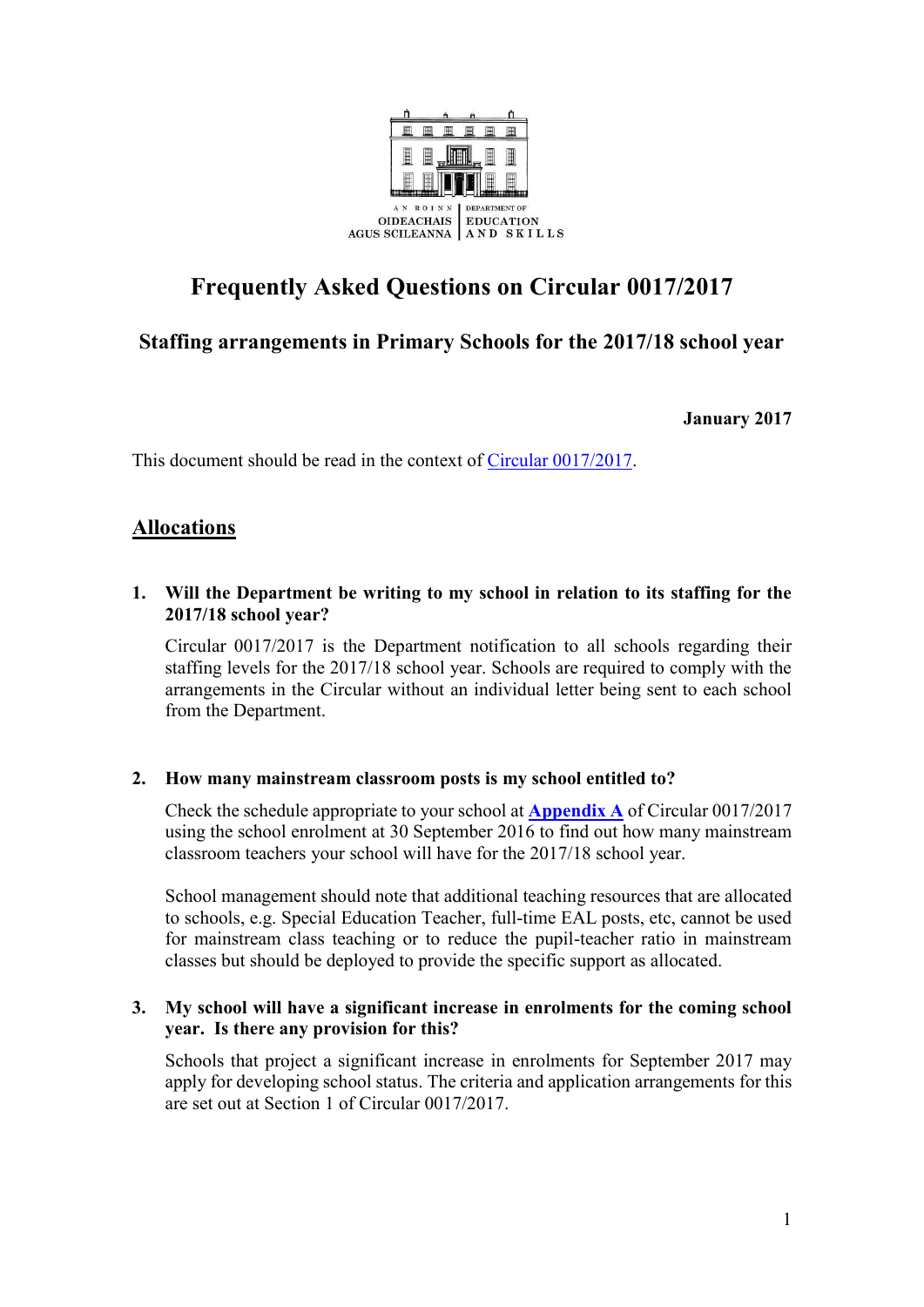AN ROINN OIDEACHAIS AGUS SCILEANNA | DEPARTMENT OF EDUCATION AND SKILLS

# Frequently Asked Questions on Circular 0017/2017

## Staffing arrangements in Primary Schools for the 2017/18 school year

**January 2017**

This document should be read in the context of Circular 0017/2017.

## Allocations

**1. Will the Department be writing to my school in relation to its staffing for the 2017/18 school year?**

Circular 0017/2017 is the Department notification to all schools regarding their staffing levels for the 2017/18 school year. Schools are required to comply with the arrangements in the Circular without an individual letter being sent to each school from the Department.

**2. How many mainstream classroom posts is my school entitled to?**

Check the schedule appropriate to your school at **Appendix A** of Circular 0017/2017 using the school enrolment at 30 September 2016 to find out how many mainstream classroom teachers your school will have for the 2017/18 school year.

School management should note that additional teaching resources that are allocated to schools, e.g. Special Education Teacher, full-time EAL posts, etc, cannot be used for mainstream class teaching or to reduce the pupil-teacher ratio in mainstream classes but should be deployed to provide the specific support as allocated.

**3. My school will have a significant increase in enrolments for the coming school year. Is there any provision for this?**

Schools that project a significant increase in enrolments for September 2017 may apply for developing school status. The criteria and application arrangements for this are set out at Section 1 of Circular 0017/2017.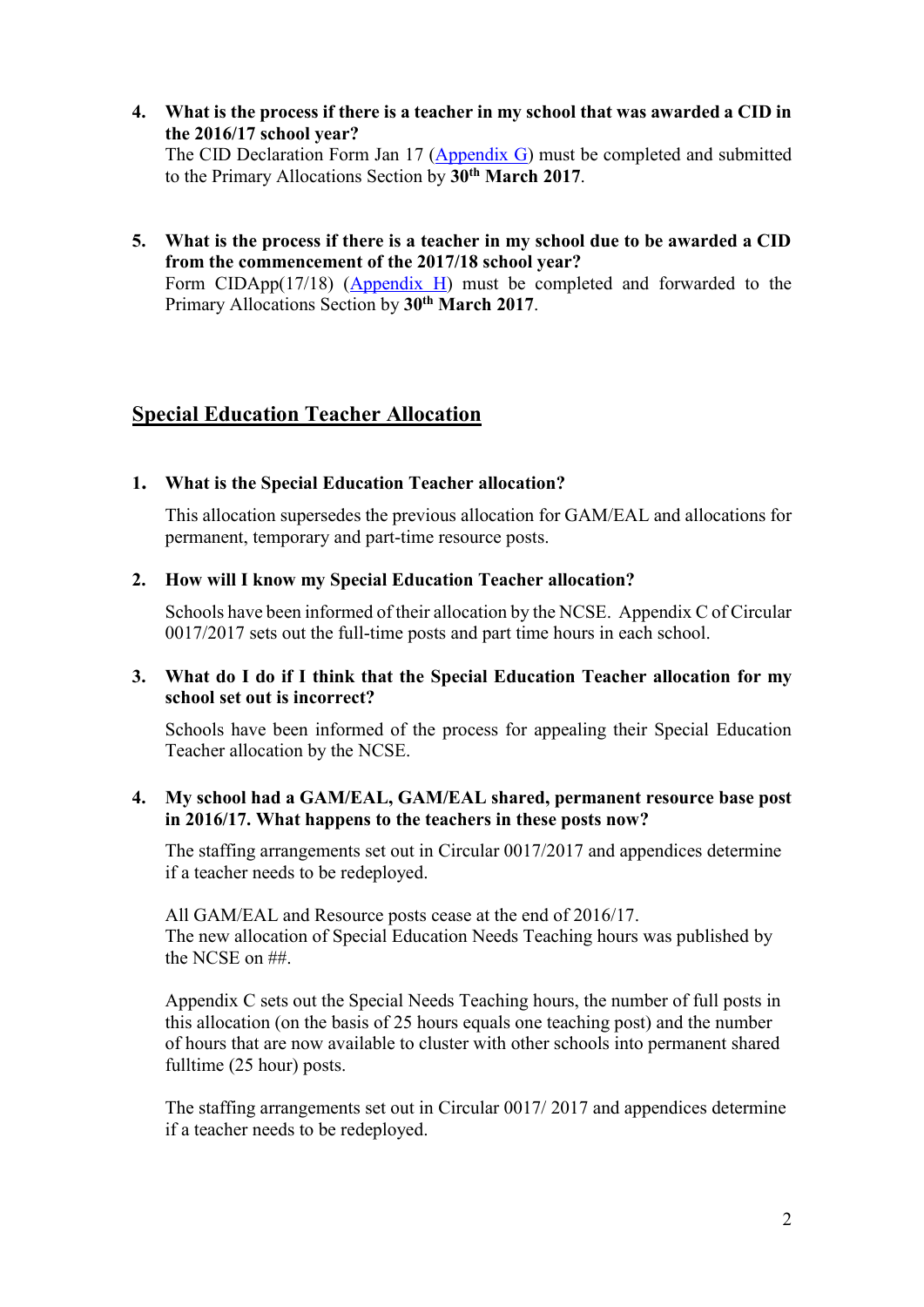4. **What is the process if there is a teacher in my school that was awarded a CID in the 2016/17 school year?**
   The CID Declaration Form Jan 17 (Appendix G) must be completed and submitted to the Primary Allocations Section by **30th March 2017**.

5. **What is the process if there is a teacher in my school due to be awarded a CID from the commencement of the 2017/18 school year?**
   Form CIDApp(17/18) (Appendix H) must be completed and forwarded to the Primary Allocations Section by **30th March 2017**.

## Special Education Teacher Allocation

1. **What is the Special Education Teacher allocation?**

   This allocation supersedes the previous allocation for GAM/EAL and allocations for permanent, temporary and part-time resource posts.

2. **How will I know my Special Education Teacher allocation?**

   Schools have been informed of their allocation by the NCSE. Appendix C of Circular 0017/2017 sets out the full-time posts and part time hours in each school.

3. **What do I do if I think that the Special Education Teacher allocation for my school set out is incorrect?**

   Schools have been informed of the process for appealing their Special Education Teacher allocation by the NCSE.

4. **My school had a GAM/EAL, GAM/EAL shared, permanent resource base post in 2016/17. What happens to the teachers in these posts now?**

   The staffing arrangements set out in Circular 0017/2017 and appendices determine if a teacher needs to be redeployed.

   All GAM/EAL and Resource posts cease at the end of 2016/17.
   The new allocation of Special Education Needs Teaching hours was published by the NCSE on ##.

   Appendix C sets out the Special Needs Teaching hours, the number of full posts in this allocation (on the basis of 25 hours equals one teaching post) and the number of hours that are now available to cluster with other schools into permanent shared fulltime (25 hour) posts.

   The staffing arrangements set out in Circular 0017/ 2017 and appendices determine if a teacher needs to be redeployed.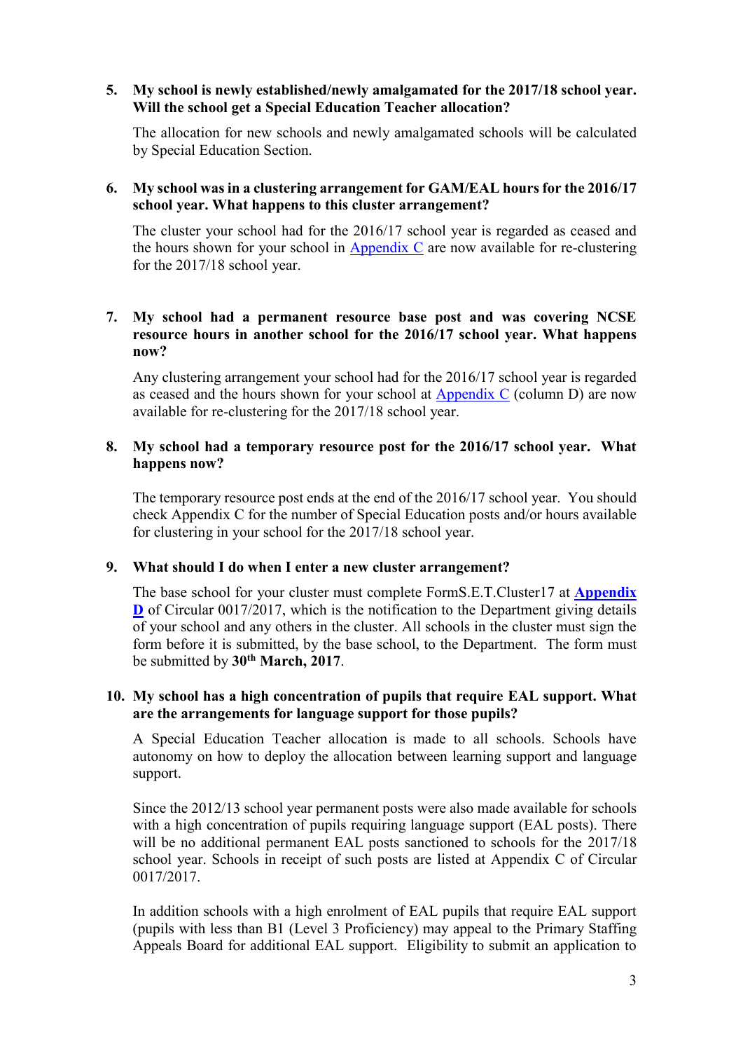**5. My school is newly established/newly amalgamated for the 2017/18 school year. Will the school get a Special Education Teacher allocation?**

The allocation for new schools and newly amalgamated schools will be calculated by Special Education Section.

**6. My school was in a clustering arrangement for GAM/EAL hours for the 2016/17 school year. What happens to this cluster arrangement?**

The cluster your school had for the 2016/17 school year is regarded as ceased and the hours shown for your school in Appendix C are now available for re-clustering for the 2017/18 school year.

**7. My school had a permanent resource base post and was covering NCSE resource hours in another school for the 2016/17 school year. What happens now?**

Any clustering arrangement your school had for the 2016/17 school year is regarded as ceased and the hours shown for your school at Appendix C (column D) are now available for re-clustering for the 2017/18 school year.

**8. My school had a temporary resource post for the 2016/17 school year. What happens now?**

The temporary resource post ends at the end of the 2016/17 school year. You should check Appendix C for the number of Special Education posts and/or hours available for clustering in your school for the 2017/18 school year.

**9. What should I do when I enter a new cluster arrangement?**

The base school for your cluster must complete FormS.E.T.Cluster17 at **Appendix D** of Circular 0017/2017, which is the notification to the Department giving details of your school and any others in the cluster. All schools in the cluster must sign the form before it is submitted, by the base school, to the Department. The form must be submitted by **30th March, 2017**.

**10. My school has a high concentration of pupils that require EAL support. What are the arrangements for language support for those pupils?**

A Special Education Teacher allocation is made to all schools. Schools have autonomy on how to deploy the allocation between learning support and language support.

Since the 2012/13 school year permanent posts were also made available for schools with a high concentration of pupils requiring language support (EAL posts). There will be no additional permanent EAL posts sanctioned to schools for the 2017/18 school year. Schools in receipt of such posts are listed at Appendix C of Circular 0017/2017.

In addition schools with a high enrolment of EAL pupils that require EAL support (pupils with less than B1 (Level 3 Proficiency) may appeal to the Primary Staffing Appeals Board for additional EAL support. Eligibility to submit an application to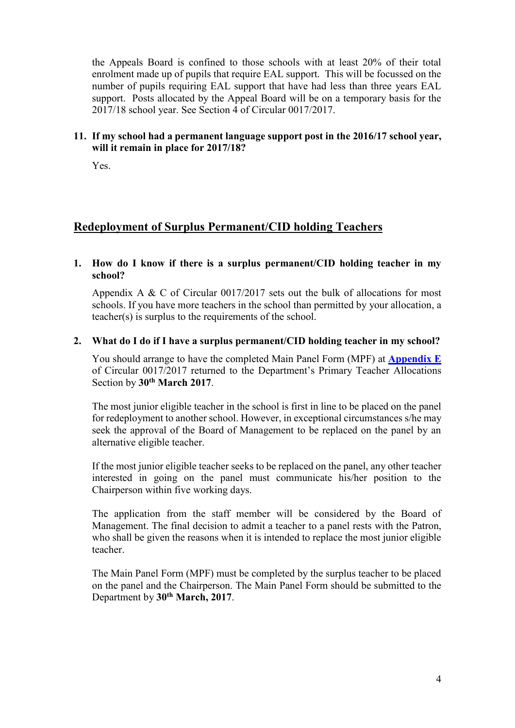the Appeals Board is confined to those schools with at least 20% of their total enrolment made up of pupils that require EAL support. This will be focussed on the number of pupils requiring EAL support that have had less than three years EAL support. Posts allocated by the Appeal Board will be on a temporary basis for the 2017/18 school year. See Section 4 of Circular 0017/2017.

**11. If my school had a permanent language support post in the 2016/17 school year, will it remain in place for 2017/18?**

Yes.

## Redeployment of Surplus Permanent/CID holding Teachers

**1. How do I know if there is a surplus permanent/CID holding teacher in my school?**

Appendix A & C of Circular 0017/2017 sets out the bulk of allocations for most schools. If you have more teachers in the school than permitted by your allocation, a teacher(s) is surplus to the requirements of the school.

**2. What do I do if I have a surplus permanent/CID holding teacher in my school?**

You should arrange to have the completed Main Panel Form (MPF) at **Appendix E** of Circular 0017/2017 returned to the Department's Primary Teacher Allocations Section by **30th March 2017**.

The most junior eligible teacher in the school is first in line to be placed on the panel for redeployment to another school. However, in exceptional circumstances s/he may seek the approval of the Board of Management to be replaced on the panel by an alternative eligible teacher.

If the most junior eligible teacher seeks to be replaced on the panel, any other teacher interested in going on the panel must communicate his/her position to the Chairperson within five working days.

The application from the staff member will be considered by the Board of Management. The final decision to admit a teacher to a panel rests with the Patron, who shall be given the reasons when it is intended to replace the most junior eligible teacher.

The Main Panel Form (MPF) must be completed by the surplus teacher to be placed on the panel and the Chairperson. The Main Panel Form should be submitted to the Department by **30th March, 2017**.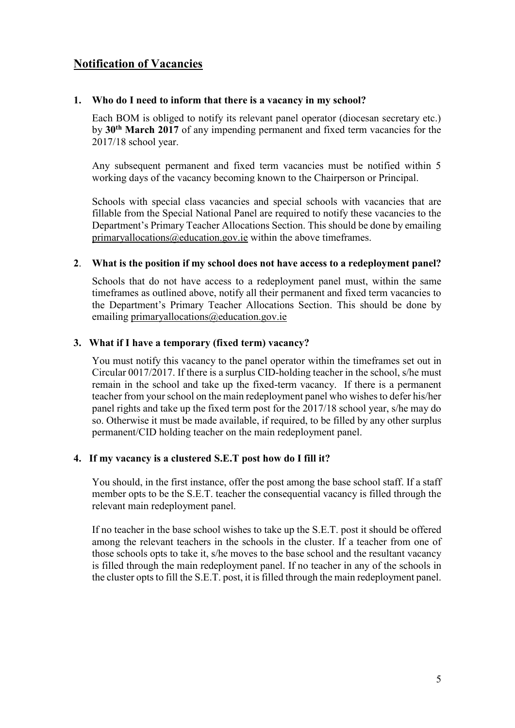## Notification of Vacancies

### 1. Who do I need to inform that there is a vacancy in my school?

Each BOM is obliged to notify its relevant panel operator (diocesan secretary etc.) by **30th March 2017** of any impending permanent and fixed term vacancies for the 2017/18 school year.

Any subsequent permanent and fixed term vacancies must be notified within 5 working days of the vacancy becoming known to the Chairperson or Principal.

Schools with special class vacancies and special schools with vacancies that are fillable from the Special National Panel are required to notify these vacancies to the Department's Primary Teacher Allocations Section. This should be done by emailing primaryallocations@education.gov.ie within the above timeframes.

### 2. What is the position if my school does not have access to a redeployment panel?

Schools that do not have access to a redeployment panel must, within the same timeframes as outlined above, notify all their permanent and fixed term vacancies to the Department's Primary Teacher Allocations Section. This should be done by emailing primaryallocations@education.gov.ie

### 3. What if I have a temporary (fixed term) vacancy?

You must notify this vacancy to the panel operator within the timeframes set out in Circular 0017/2017. If there is a surplus CID-holding teacher in the school, s/he must remain in the school and take up the fixed-term vacancy. If there is a permanent teacher from your school on the main redeployment panel who wishes to defer his/her panel rights and take up the fixed term post for the 2017/18 school year, s/he may do so. Otherwise it must be made available, if required, to be filled by any other surplus permanent/CID holding teacher on the main redeployment panel.

### 4. If my vacancy is a clustered S.E.T post how do I fill it?

You should, in the first instance, offer the post among the base school staff. If a staff member opts to be the S.E.T. teacher the consequential vacancy is filled through the relevant main redeployment panel.

If no teacher in the base school wishes to take up the S.E.T. post it should be offered among the relevant teachers in the schools in the cluster. If a teacher from one of those schools opts to take it, s/he moves to the base school and the resultant vacancy is filled through the main redeployment panel. If no teacher in any of the schools in the cluster opts to fill the S.E.T. post, it is filled through the main redeployment panel.